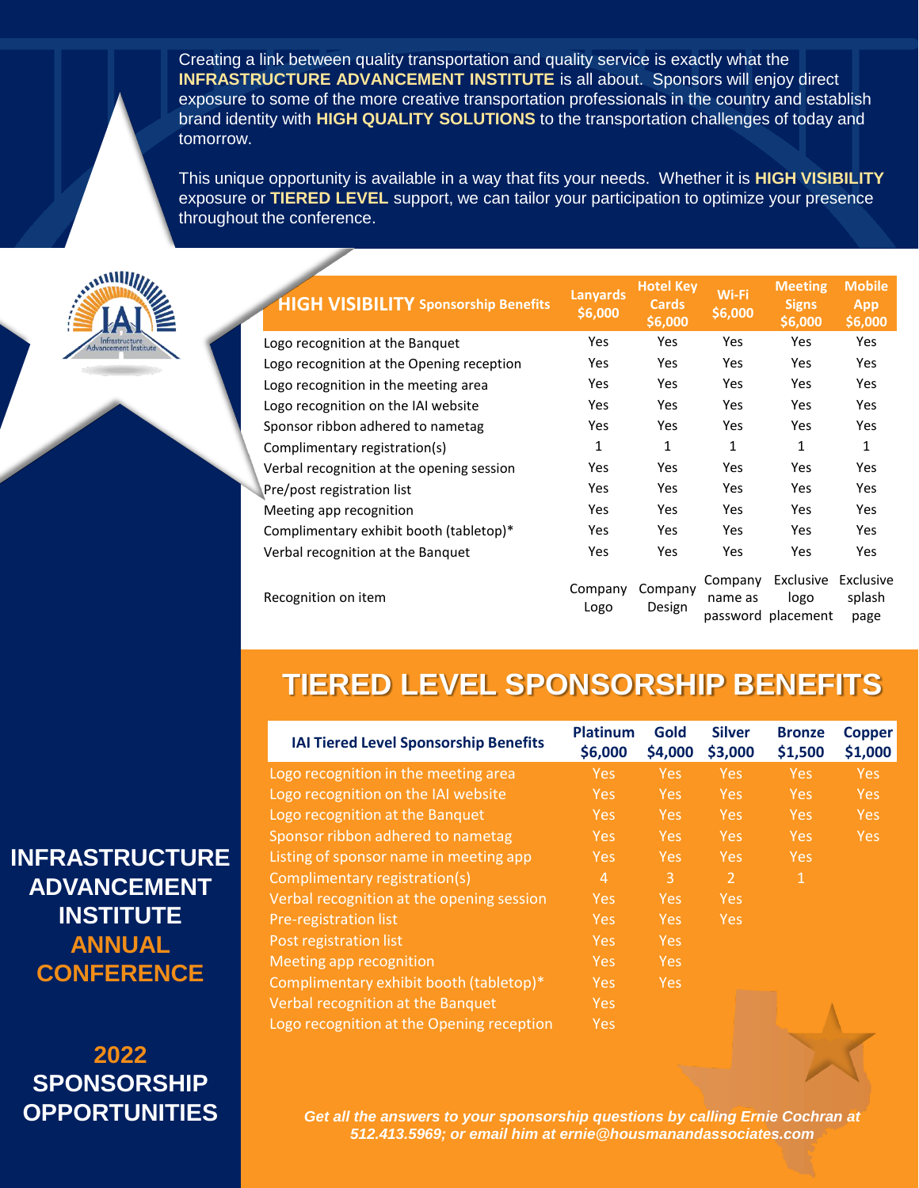Creating a link between quality transportation and quality service is exactly what the **INFRASTRUCTURE ADVANCEMENT INSTITUTE** is all about. Sponsors will enjoy direct exposure to some of the more creative transportation professionals in the country and establish brand identity with **HIGH QUALITY SOLUTIONS** to the transportation challenges of today and tomorrow.

This unique opportunity is available in a way that fits your needs. Whether it is **HIGH VISIBILITY** exposure or **TIERED LEVEL** support, we can tailor your participation to optimize your presence throughout the conference.

| HIGH VISIBILITY Sponsorship Benefits | Lanyards $6,000 | Hotel Key Cards $6,000 | Wi-Fi $6,000 | Meeting Signs $6,000 | Mobile App $6,000 |
|---|---|---|---|---|---|
| Logo recognition at the Banquet | Yes | Yes | Yes | Yes | Yes |
| Logo recognition at the Opening reception | Yes | Yes | Yes | Yes | Yes |
| Logo recognition in the meeting area | Yes | Yes | Yes | Yes | Yes |
| Logo recognition on the IAI website | Yes | Yes | Yes | Yes | Yes |
| Sponsor ribbon adhered to nametag | Yes | Yes | Yes | Yes | Yes |
| Complimentary registration(s) | 1 | 1 | 1 | 1 | 1 |
| Verbal recognition at the opening session | Yes | Yes | Yes | Yes | Yes |
| Pre/post registration list | Yes | Yes | Yes | Yes | Yes |
| Meeting app recognition | Yes | Yes | Yes | Yes | Yes |
| Complimentary exhibit booth (tabletop)* | Yes | Yes | Yes | Yes | Yes |
| Verbal recognition at the Banquet | Yes | Yes | Yes | Yes | Yes |
| Recognition on item | Company Logo | Company Design | Company name as password | Exclusive logo placement | Exclusive splash page |

## TIERED LEVEL SPONSORSHIP BENEFITS

| IAI Tiered Level Sponsorship Benefits | Platinum $6,000 | Gold $4,000 | Silver $3,000 | Bronze $1,500 | Copper $1,000 |
|---|---|---|---|---|---|
| Logo recognition in the meeting area | Yes | Yes | Yes | Yes | Yes |
| Logo recognition on the IAI website | Yes | Yes | Yes | Yes | Yes |
| Logo recognition at the Banquet | Yes | Yes | Yes | Yes | Yes |
| Sponsor ribbon adhered to nametag | Yes | Yes | Yes | Yes | Yes |
| Listing of sponsor name in meeting app | Yes | Yes | Yes | Yes | |
| Complimentary registration(s) | 4 | 3 | 2 | 1 | |
| Verbal recognition at the opening session | Yes | Yes | Yes | | |
| Pre-registration list | Yes | Yes | Yes | | |
| Post registration list | Yes | Yes | | | |
| Meeting app recognition | Yes | Yes | | | |
| Complimentary exhibit booth (tabletop)* | Yes | Yes | | | |
| Verbal recognition at the Banquet | Yes | | | | |
| Logo recognition at the Opening reception | Yes | | | | |

**INFRASTRUCTURE ADVANCEMENT INSTITUTE ANNUAL CONFERENCE**

**2022 SPONSORSHIP OPPORTUNITIES**

***Get all the answers to your sponsorship questions by calling Ernie Cochran at 512.413.5969; or email him at ernie@housmanandassociates.com***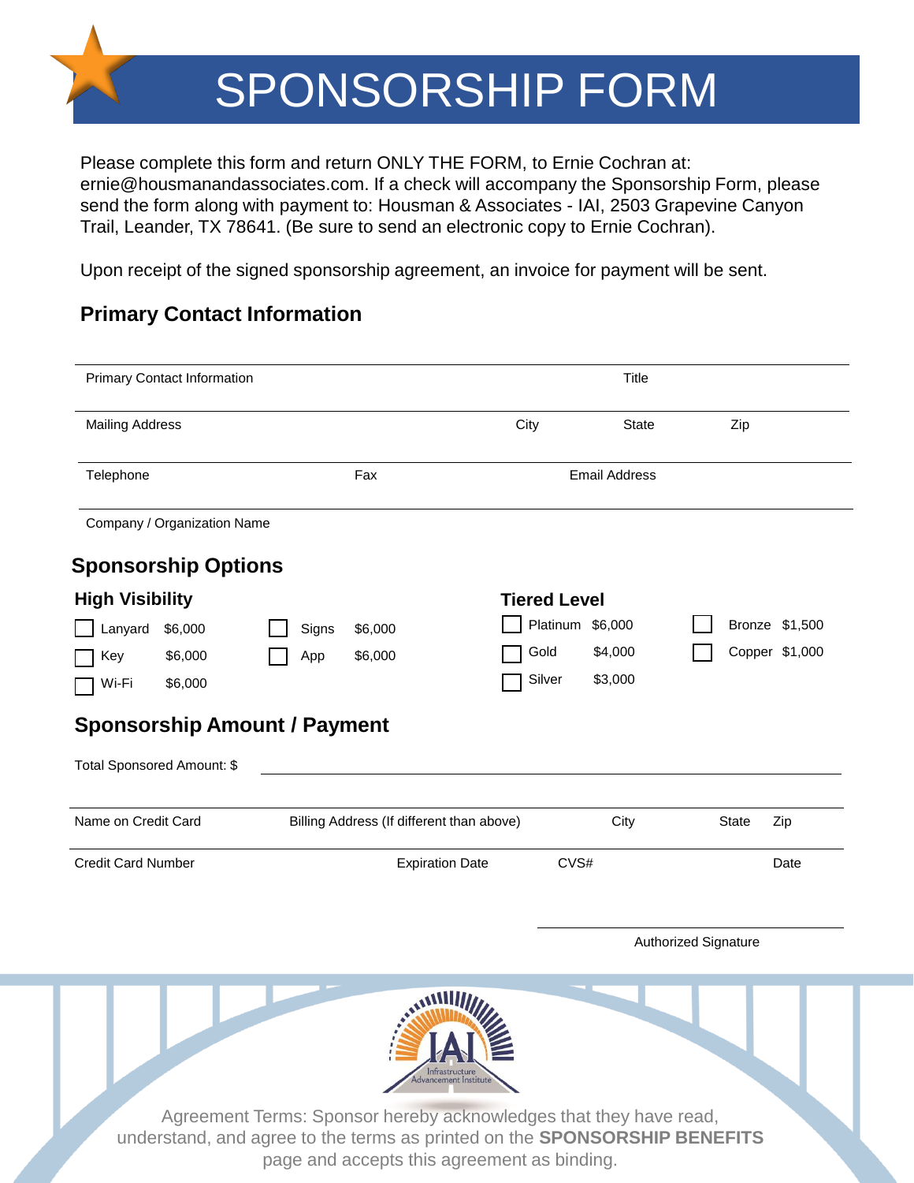# SPONSORSHIP FORM

Please complete this form and return ONLY THE FORM, to Ernie Cochran at: ernie@housmanandassociates.com. If a check will accompany the Sponsorship Form, please send the form along with payment to: Housman & Associates - IAI, 2503 Grapevine Canyon Trail, Leander, TX 78641. (Be sure to send an electronic copy to Ernie Cochran).

Upon receipt of the signed sponsorship agreement, an invoice for payment will be sent.

## Primary Contact Information

Primary Contact Information | Title

Mailing Address | City | State | Zip

Telephone | Fax | Email Address

Company / Organization Name

## Sponsorship Options

### High Visibility

- ☐ Lanyard $6,000
- ☐ Key $6,000
- ☐ Wi-Fi $6,000
- ☐ Signs $6,000
- ☐ App $6,000

### Tiered Level

- ☐ Platinum $6,000
- ☐ Gold $4,000
- ☐ Silver $3,000
- ☐ Bronze $1,500
- ☐ Copper $1,000

## Sponsorship Amount / Payment

Total Sponsored Amount: $ ______________________

Name on Credit Card | Billing Address (If different than above) | City | State | Zip

Credit Card Number | Expiration Date | CVS# | Date

______________________
Authorized Signature

Agreement Terms: Sponsor hereby acknowledges that they have read, understand, and agree to the terms as printed on the **SPONSORSHIP BENEFITS** page and accepts this agreement as binding.